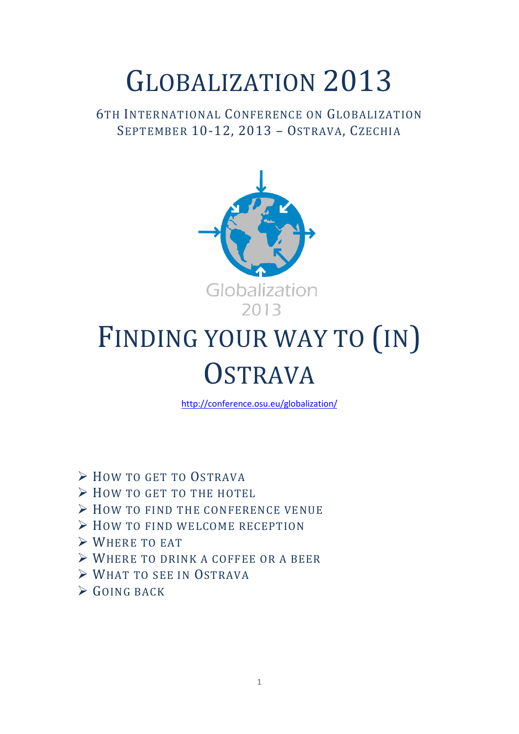# GLOBALIZATION 2013

6TH INTERNATIONAL CONFERENCE ON GLOBALIZATION
SEPTEMBER 10-12, 2013 – OSTRAVA, CZECHIA

Globalization
2013

# FINDING YOUR WAY TO (IN) OSTRAVA

http://conference.osu.eu/globalization/

- HOW TO GET TO OSTRAVA
- HOW TO GET TO THE HOTEL
- HOW TO FIND THE CONFERENCE VENUE
- HOW TO FIND WELCOME RECEPTION
- WHERE TO EAT
- WHERE TO DRINK A COFFEE OR A BEER
- WHAT TO SEE IN OSTRAVA
- GOING BACK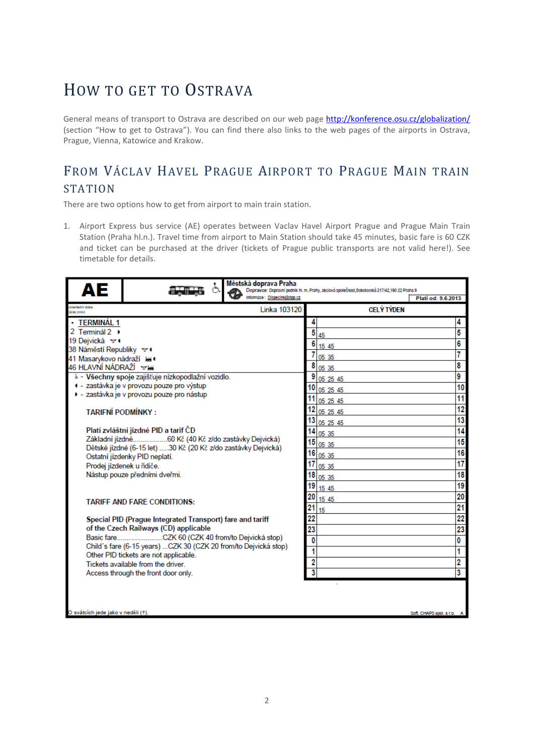# How to get to Ostrava

General means of transport to Ostrava are described on our web page http://konference.osu.cz/globalization/ (section "How to get to Ostrava"). You can find there also links to the web pages of the airports in Ostrava, Prague, Vienna, Katowice and Krakow.

## From Václav Havel Prague Airport to Prague Main train station

There are two options how to get from airport to main train station.

1. Airport Express bus service (AE) operates between Vaclav Havel Airport Prague and Prague Main Train Station (Praha hl.n.). Travel time from airport to Main Station should take 45 minutes, basic fare is 60 CZK and ticket can be purchased at the driver (tickets of Prague public transports are not valid here!). See timetable for details.

**AE**

**Městská doprava Praha**
Dopravce: Dopravní podnik hl. m. Prahy, akciová společnost, Sokolovská 217/42, 190 22 Praha 9
Informace: Dispecink@dpp.cz

Platí od: 9.6.2013

Linka 103120

orientační doba jízdy (min)

- TERMINÁL 1
- 2 Terminál 2
- 19 Dejvická
- 38 Náměstí Republiky
- 41 Masarykovo nádraží
- 46 HLAVNÍ NÁDRAŽÍ

- Všechny spoje zajišťuje nízkopodlažní vozidlo.
- zastávka je v provozu pouze pro výstup
- zastávka je v provozu pouze pro nástup

**TARIFNÍ PODMÍNKY :**

**Platí zvláštní jízdné PID a tarif ČD**
Základní jízdné.................60 Kč (40 Kč z/do zastávky Dejvická)
Dětské jízdné (6-15 let) .....30 Kč (20 Kč z/do zastávky Dejvická)
Ostatní jízdenky PID neplatí.
Prodej jízdenek u řidiče.
Nástup pouze předními dveřmi.

**TARIFF AND FARE CONDITIONS:**

**Special PID (Prague Integrated Transport) fare and tariff of the Czech Railways (CD) applicable**
Basic fare........................CZK 60 (CZK 40 from/to Dejvická stop)
Child´s fare (6-15 years) ...CZK 30 (CZK 20 from/to Dejvická stop)
Other PID tickets are not applicable.
Tickets available from the driver.
Access through the front door only.

| CELÝ TÝDEN | | |
|---|---|---|
| 4 | | 4 |
| 5 | 45 | 5 |
| 6 | 15 45 | 6 |
| 7 | 05 35 | 7 |
| 8 | 05 35 | 8 |
| 9 | 05 25 45 | 9 |
| 10 | 05 25 45 | 10 |
| 11 | 05 25 45 | 11 |
| 12 | 05 25 45 | 12 |
| 13 | 05 25 45 | 13 |
| 14 | 05 35 | 14 |
| 15 | 05 35 | 15 |
| 16 | 05 35 | 16 |
| 17 | 05 35 | 17 |
| 18 | 05 35 | 18 |
| 19 | 15 45 | 19 |
| 20 | 15 45 | 20 |
| 21 | 15 | 21 |
| 22 | | 22 |
| 23 | | 23 |
| 0 | | 0 |
| 1 | | 1 |
| 2 | | 2 |
| 3 | | 3 |

O svátcích jede jako v neděli (†).

Soft. CHAPS spol. s r.o. A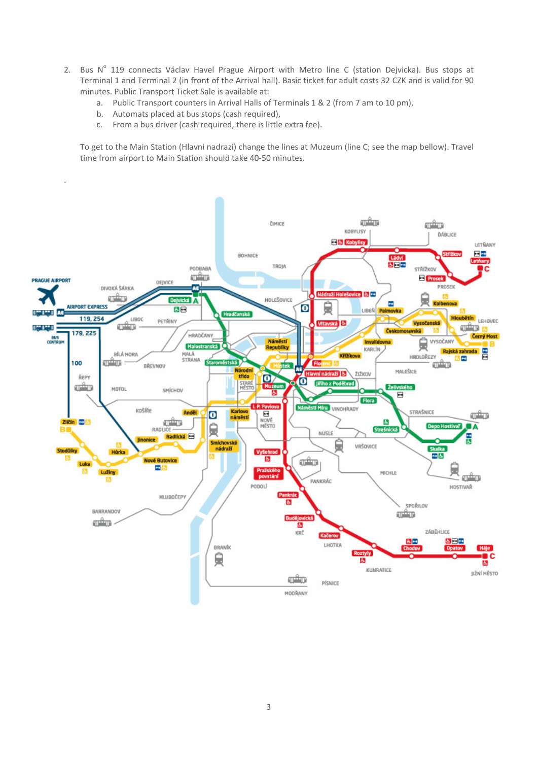2. Bus N° 119 connects Václav Havel Prague Airport with Metro line C (station Dejvicka). Bus stops at Terminal 1 and Terminal 2 (in front of the Arrival hall). Basic ticket for adult costs 32 CZK and is valid for 90 minutes. Public Transport Ticket Sale is available at:
   a. Public Transport counters in Arrival Halls of Terminals 1 & 2 (from 7 am to 10 pm),
   b. Automats placed at bus stops (cash required),
   c. From a bus driver (cash required, there is little extra fee).

   To get to the Main Station (Hlavni nadrazi) change the lines at Muzeum (line C; see the map bellow). Travel time from airport to Main Station should take 40-50 minutes.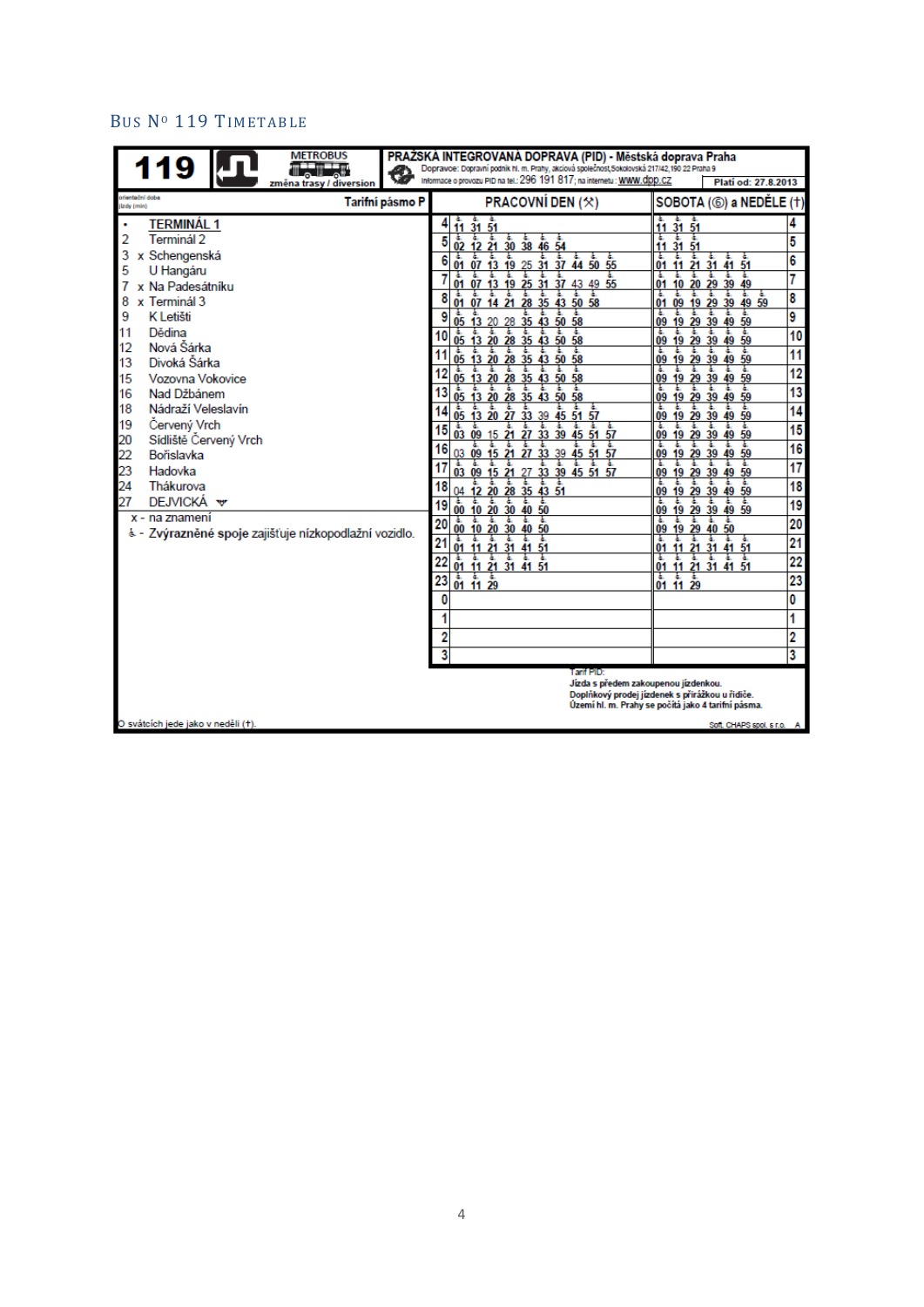# Bus No 119 Timetable

**119** | METROBUS | změna trasy / diversion | PRAŽSKÁ INTEGROVANÁ DOPRAVA (PID) - Městská doprava Praha

Dopravce: Dopravní podnik hl. m. Prahy, akciová společnost, Sokolovská 217/42, 190 22 Praha 9
Informace o provozu PID na tel.: 296 191 817; na internetu: www.dpp.cz

Platí od: 27.8.2013

orientační doba jízdy (min) — Tarifní pásmo P

| min | Zastávka |
|---|---|
| • | **TERMINÁL 1** |
| 2 | Terminál 2 |
| 3 | x Schengenská |
| 5 | U Hangáru |
| 7 | x Na Padesátníku |
| 8 | x Terminál 3 |
| 9 | K Letišti |
| 11 | Dědina |
| 12 | Nová Šárka |
| 13 | Divoká Šárka |
| 15 | Vozovna Vokovice |
| 16 | Nad Džbánem |
| 18 | Nádraží Veleslavín |
| 19 | Červený Vrch |
| 20 | Sídliště Červený Vrch |
| 22 | Bořislavka |
| 23 | Hadovka |
| 24 | Thákurova |
| 27 | DEJVICKÁ |

x - na znamení

♿ - **Zvýrazněné spoje** zajišťuje nízkopodlažní vozidlo.

| Hodina | PRACOVNÍ DEN (⚒) | SOBOTA (⑥) a NEDĚLE (†) | Hodina |
|---|---|---|---|
| 4 | 11 31 51 | 11 31 51 | 4 |
| 5 | 02 12 21 30 38 46 54 | 11 31 51 | 5 |
| 6 | 01 07 13 19 25 31 37 44 50 55 | 01 11 21 31 41 51 | 6 |
| 7 | 01 07 13 19 25 31 37 43 49 55 | 01 10 20 29 39 49 | 7 |
| 8 | 01 07 14 21 28 35 43 50 58 | 01 09 19 29 39 49 59 | 8 |
| 9 | 05 13 20 28 35 43 50 58 | 09 19 29 39 49 59 | 9 |
| 10 | 05 13 20 28 35 43 50 58 | 09 19 29 39 49 59 | 10 |
| 11 | 05 13 20 28 35 43 50 58 | 09 19 29 39 49 59 | 11 |
| 12 | 05 13 20 28 35 43 50 58 | 09 19 29 39 49 59 | 12 |
| 13 | 05 13 20 28 35 43 50 58 | 09 19 29 39 49 59 | 13 |
| 14 | 05 13 20 27 33 39 45 51 57 | 09 19 29 39 49 59 | 14 |
| 15 | 03 09 15 21 27 33 39 45 51 57 | 09 19 29 39 49 59 | 15 |
| 16 | 03 09 15 21 27 33 39 45 51 57 | 09 19 29 39 49 59 | 16 |
| 17 | 03 09 15 21 27 33 39 45 51 57 | 09 19 29 39 49 59 | 17 |
| 18 | 04 12 20 28 35 43 51 | 09 19 29 39 49 59 | 18 |
| 19 | 00 10 20 30 40 50 | 09 19 29 39 49 59 | 19 |
| 20 | 00 10 20 30 40 50 | 09 19 29 40 50 | 20 |
| 21 | 01 11 21 31 41 51 | 01 11 21 31 41 51 | 21 |
| 22 | 01 11 21 31 41 51 | 01 11 21 31 41 51 | 22 |
| 23 | 01 11 29 | 01 11 29 | 23 |
| 0 | | | 0 |
| 1 | | | 1 |
| 2 | | | 2 |
| 3 | | | 3 |

Tarif PID:
Jízda s předem zakoupenou jízdenkou.
Doplňkový prodej jízdenek s přirážkou u řidiče.
Území hl. m. Prahy se počítá jako 4 tarifní pásma.

O svátcích jede jako v neděli (†).

Soft. CHAPS spol. s r.o. A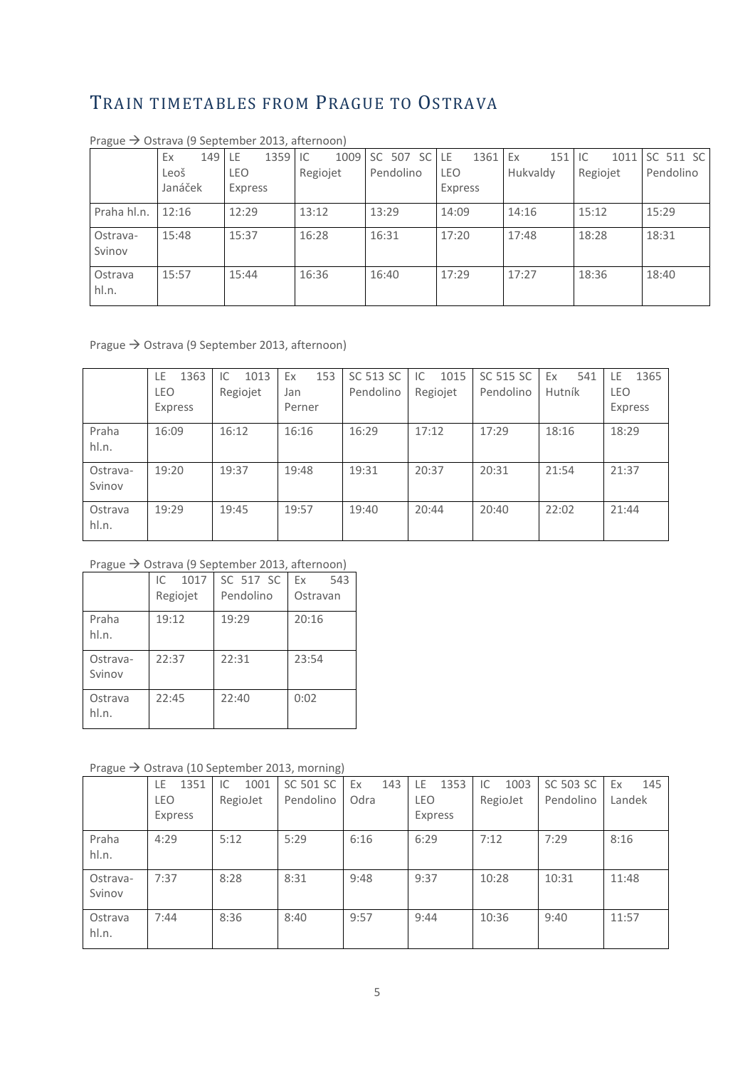# TRAIN TIMETABLES FROM PRAGUE TO OSTRAVA

Prague → Ostrava (9 September 2013, afternoon)

| | Ex 149 Leoš Janáček | LE 1359 LEO Express | IC 1009 Regiojet | SC 507 SC Pendolino | LE 1361 LEO Express | Ex 151 Hukvaldy | IC 1011 Regiojet | SC 511 SC Pendolino |
|---|---|---|---|---|---|---|---|---|
| Praha hl.n. | 12:16 | 12:29 | 13:12 | 13:29 | 14:09 | 14:16 | 15:12 | 15:29 |
| Ostrava-Svinov | 15:48 | 15:37 | 16:28 | 16:31 | 17:20 | 17:48 | 18:28 | 18:31 |
| Ostrava hl.n. | 15:57 | 15:44 | 16:36 | 16:40 | 17:29 | 17:27 | 18:36 | 18:40 |

Prague → Ostrava (9 September 2013, afternoon)

| | LE 1363 LEO Express | IC 1013 Regiojet | Ex 153 Jan Perner | SC 513 SC Pendolino | IC 1015 Regiojet | SC 515 SC Pendolino | Ex 541 Hutník | LE 1365 LEO Express |
|---|---|---|---|---|---|---|---|---|
| Praha hl.n. | 16:09 | 16:12 | 16:16 | 16:29 | 17:12 | 17:29 | 18:16 | 18:29 |
| Ostrava-Svinov | 19:20 | 19:37 | 19:48 | 19:31 | 20:37 | 20:31 | 21:54 | 21:37 |
| Ostrava hl.n. | 19:29 | 19:45 | 19:57 | 19:40 | 20:44 | 20:40 | 22:02 | 21:44 |

Prague → Ostrava (9 September 2013, afternoon)

| | IC 1017 Regiojet | SC 517 SC Pendolino | Ex 543 Ostravan |
|---|---|---|---|
| Praha hl.n. | 19:12 | 19:29 | 20:16 |
| Ostrava-Svinov | 22:37 | 22:31 | 23:54 |
| Ostrava hl.n. | 22:45 | 22:40 | 0:02 |

Prague → Ostrava (10 September 2013, morning)

| | LE 1351 LEO Express | IC 1001 RegioJet | SC 501 SC Pendolino | Ex 143 Odra | LE 1353 LEO Express | IC 1003 RegioJet | SC 503 SC Pendolino | Ex 145 Landek |
|---|---|---|---|---|---|---|---|---|
| Praha hl.n. | 4:29 | 5:12 | 5:29 | 6:16 | 6:29 | 7:12 | 7:29 | 8:16 |
| Ostrava-Svinov | 7:37 | 8:28 | 8:31 | 9:48 | 9:37 | 10:28 | 10:31 | 11:48 |
| Ostrava hl.n. | 7:44 | 8:36 | 8:40 | 9:57 | 9:44 | 10:36 | 9:40 | 11:57 |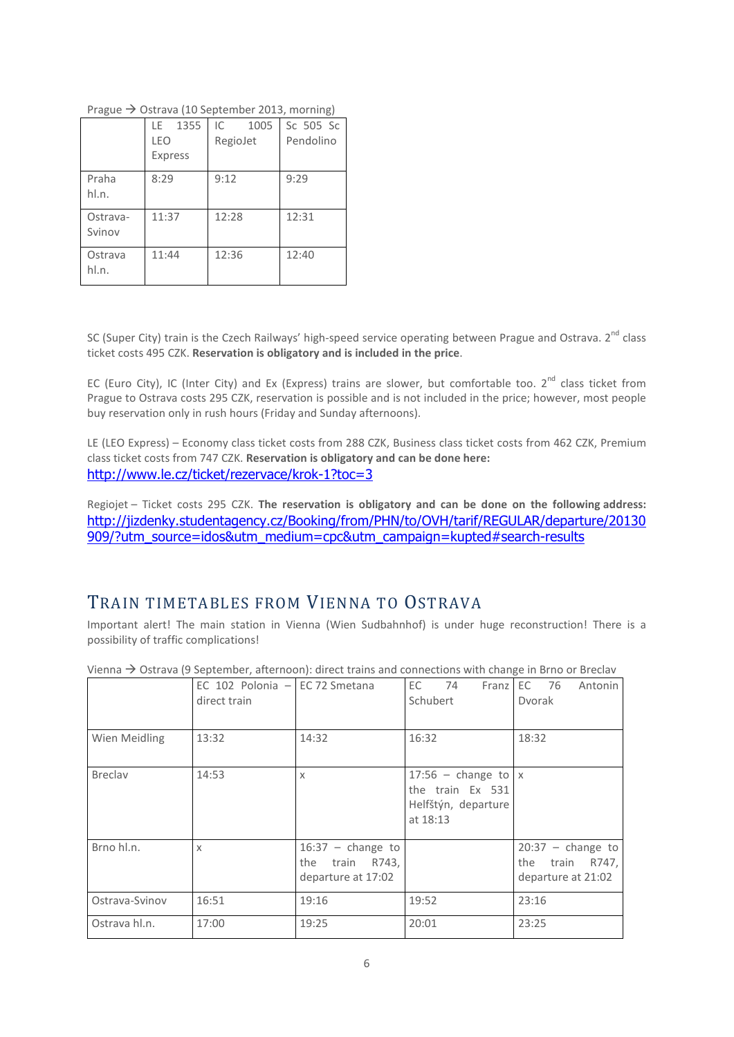Prague → Ostrava (10 September 2013, morning)

| | LE 1355 LEO Express | IC 1005 RegioJet | Sc 505 Sc Pendolino |
|---|---|---|---|
| Praha hl.n. | 8:29 | 9:12 | 9:29 |
| Ostrava-Svinov | 11:37 | 12:28 | 12:31 |
| Ostrava hl.n. | 11:44 | 12:36 | 12:40 |

SC (Super City) train is the Czech Railways' high-speed service operating between Prague and Ostrava. 2nd class ticket costs 495 CZK. **Reservation is obligatory and is included in the price**.

EC (Euro City), IC (Inter City) and Ex (Express) trains are slower, but comfortable too. 2nd class ticket from Prague to Ostrava costs 295 CZK, reservation is possible and is not included in the price; however, most people buy reservation only in rush hours (Friday and Sunday afternoons).

LE (LEO Express) – Economy class ticket costs from 288 CZK, Business class ticket costs from 462 CZK, Premium class ticket costs from 747 CZK. **Reservation is obligatory and can be done here:** http://www.le.cz/ticket/rezervace/krok-1?toc=3

Regiojet – Ticket costs 295 CZK. **The reservation is obligatory and can be done on the following address:** http://jizdenky.studentagency.cz/Booking/from/PHN/to/OVH/tarif/REGULAR/departure/20130909/?utm_source=idos&utm_medium=cpc&utm_campaign=kupted#search-results

## Train timetables from Vienna to Ostrava

Important alert! The main station in Vienna (Wien Sudbahnhof) is under huge reconstruction! There is a possibility of traffic complications!

Vienna → Ostrava (9 September, afternoon): direct trains and connections with change in Brno or Breclav

| | EC 102 Polonia – direct train | EC 72 Smetana | EC 74 Franz Schubert | EC 76 Antonin Dvorak |
|---|---|---|---|---|
| Wien Meidling | 13:32 | 14:32 | 16:32 | 18:32 |
| Breclav | 14:53 | x | 17:56 – change to the train Ex 531 Helfštýn, departure at 18:13 | x |
| Brno hl.n. | x | 16:37 – change to the train R743, departure at 17:02 | | 20:37 – change to the train R747, departure at 21:02 |
| Ostrava-Svinov | 16:51 | 19:16 | 19:52 | 23:16 |
| Ostrava hl.n. | 17:00 | 19:25 | 20:01 | 23:25 |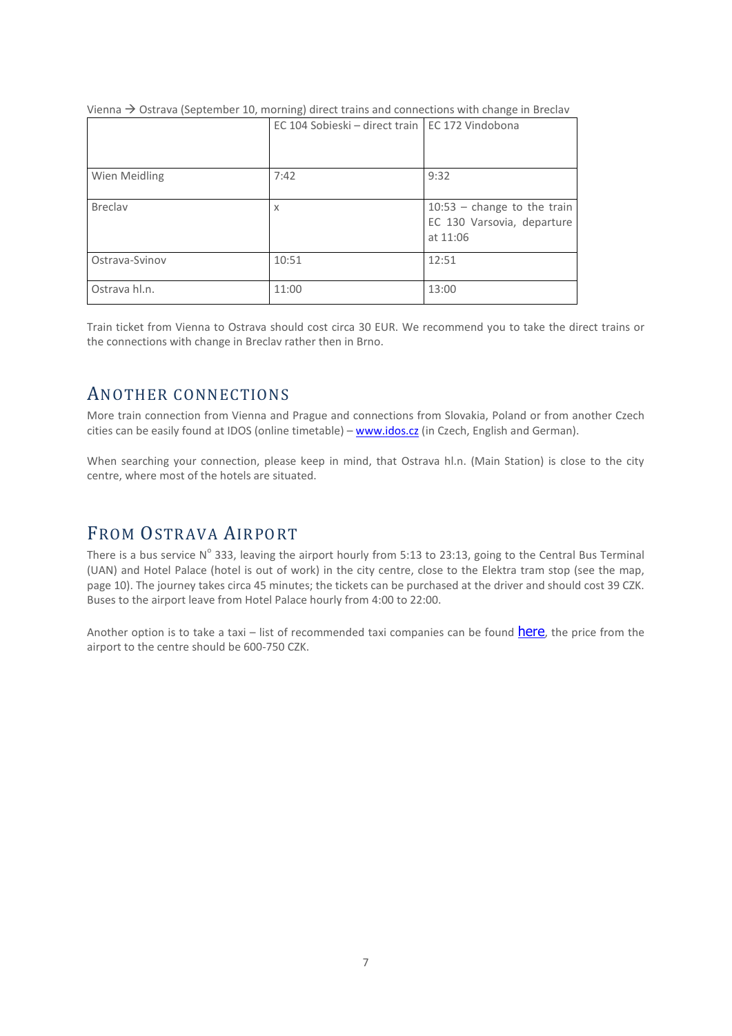Vienna → Ostrava (September 10, morning) direct trains and connections with change in Breclav

| | EC 104 Sobieski – direct train | EC 172 Vindobona |
|---|---|---|
| Wien Meidling | 7:42 | 9:32 |
| Breclav | x | 10:53 – change to the train EC 130 Varsovia, departure at 11:06 |
| Ostrava-Svinov | 10:51 | 12:51 |
| Ostrava hl.n. | 11:00 | 13:00 |

Train ticket from Vienna to Ostrava should cost circa 30 EUR. We recommend you to take the direct trains or the connections with change in Breclav rather then in Brno.

## ANOTHER CONNECTIONS

More train connection from Vienna and Prague and connections from Slovakia, Poland or from another Czech cities can be easily found at IDOS (online timetable) – [www.idos.cz](http://www.idos.cz) (in Czech, English and German).

When searching your connection, please keep in mind, that Ostrava hl.n. (Main Station) is close to the city centre, where most of the hotels are situated.

## FROM OSTRAVA AIRPORT

There is a bus service N° 333, leaving the airport hourly from 5:13 to 23:13, going to the Central Bus Terminal (UAN) and Hotel Palace (hotel is out of work) in the city centre, close to the Elektra tram stop (see the map, page 10). The journey takes circa 45 minutes; the tickets can be purchased at the driver and should cost 39 CZK. Buses to the airport leave from Hotel Palace hourly from 4:00 to 22:00.

Another option is to take a taxi – list of recommended taxi companies can be found here, the price from the airport to the centre should be 600-750 CZK.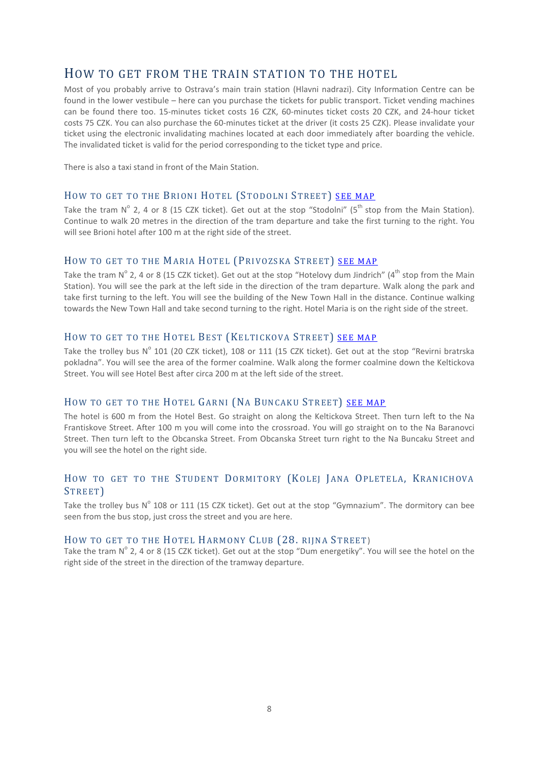## How to get from the train station to the hotel

Most of you probably arrive to Ostrava's main train station (Hlavni nadrazi). City Information Centre can be found in the lower vestibule – here can you purchase the tickets for public transport. Ticket vending machines can be found there too. 15-minutes ticket costs 16 CZK, 60-minutes ticket costs 20 CZK, and 24-hour ticket costs 75 CZK. You can also purchase the 60-minutes ticket at the driver (it costs 25 CZK). Please invalidate your ticket using the electronic invalidating machines located at each door immediately after boarding the vehicle. The invalidated ticket is valid for the period corresponding to the ticket type and price.

There is also a taxi stand in front of the Main Station.

### How to get to the Brioni Hotel (Stodolni Street) SEE MAP

Take the tram N° 2, 4 or 8 (15 CZK ticket). Get out at the stop "Stodolni" (5th stop from the Main Station). Continue to walk 20 metres in the direction of the tram departure and take the first turning to the right. You will see Brioni hotel after 100 m at the right side of the street.

### How to get to the Maria Hotel (Privozska Street) SEE MAP

Take the tram N° 2, 4 or 8 (15 CZK ticket). Get out at the stop "Hotelovy dum Jindrich" (4th stop from the Main Station). You will see the park at the left side in the direction of the tram departure. Walk along the park and take first turning to the left. You will see the building of the New Town Hall in the distance. Continue walking towards the New Town Hall and take second turning to the right. Hotel Maria is on the right side of the street.

### How to get to the Hotel Best (Kelticкova Street) SEE MAP

Take the trolley bus N° 101 (20 CZK ticket), 108 or 111 (15 CZK ticket). Get out at the stop "Revirni bratrska pokladna". You will see the area of the former coalmine. Walk along the former coalmine down the Keltickova Street. You will see Hotel Best after circa 200 m at the left side of the street.

### How to get to the Hotel Garni (Na Buncaku Street) SEE MAP

The hotel is 600 m from the Hotel Best. Go straight on along the Keltickova Street. Then turn left to the Na Frantiskove Street. After 100 m you will come into the crossroad. You will go straight on to the Na Baranovci Street. Then turn left to the Obcanska Street. From Obcanska Street turn right to the Na Buncaku Street and you will see the hotel on the right side.

### How to get to the Student Dormitory (Kolej Jana Opletela, Kranichova Street)

Take the trolley bus N° 108 or 111 (15 CZK ticket). Get out at the stop "Gymnazium". The dormitory can bee seen from the bus stop, just cross the street and you are here.

### How to get to the Hotel Harmony Club (28. rijna Street)

Take the tram N° 2, 4 or 8 (15 CZK ticket). Get out at the stop "Dum energetiky". You will see the hotel on the right side of the street in the direction of the tramway departure.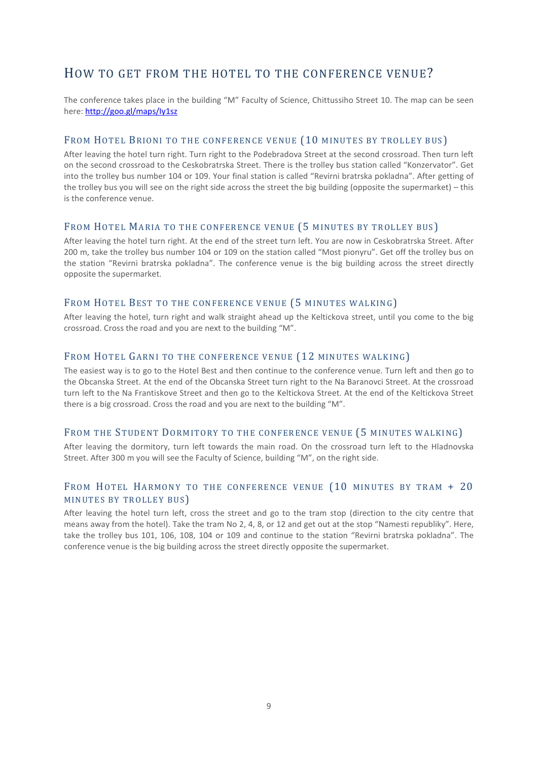# How to get from the hotel to the conference venue?

The conference takes place in the building "M" Faculty of Science, Chittussiho Street 10. The map can be seen here: [http://goo.gl/maps/Iy1sz](http://goo.gl/maps/Iy1sz)

## From Hotel Brioni to the conference venue (10 minutes by trolley bus)

After leaving the hotel turn right. Turn right to the Podebradova Street at the second crossroad. Then turn left on the second crossroad to the Ceskobratrska Street. There is the trolley bus station called "Konzervator". Get into the trolley bus number 104 or 109. Your final station is called "Revirni bratrska pokladna". After getting of the trolley bus you will see on the right side across the street the big building (opposite the supermarket) – this is the conference venue.

## From Hotel Maria to the conference venue (5 minutes by trolley bus)

After leaving the hotel turn right. At the end of the street turn left. You are now in Ceskobratrska Street. After 200 m, take the trolley bus number 104 or 109 on the station called "Most pionyru". Get off the trolley bus on the station "Revirni bratrska pokladna". The conference venue is the big building across the street directly opposite the supermarket.

## From Hotel Best to the conference venue (5 minutes walking)

After leaving the hotel, turn right and walk straight ahead up the Keltickova street, until you come to the big crossroad. Cross the road and you are next to the building "M".

## From Hotel Garni to the conference venue (12 minutes walking)

The easiest way is to go to the Hotel Best and then continue to the conference venue. Turn left and then go to the Obcanska Street. At the end of the Obcanska Street turn right to the Na Baranovci Street. At the crossroad turn left to the Na Frantiskove Street and then go to the Keltickova Street. At the end of the Keltickova Street there is a big crossroad. Cross the road and you are next to the building "M".

## From the Student Dormitory to the conference venue (5 minutes walking)

After leaving the dormitory, turn left towards the main road. On the crossroad turn left to the Hladnovska Street. After 300 m you will see the Faculty of Science, building "M", on the right side.

## From Hotel Harmony to the conference venue (10 minutes by tram + 20 minutes by trolley bus)

After leaving the hotel turn left, cross the street and go to the tram stop (direction to the city centre that means away from the hotel). Take the tram No 2, 4, 8, or 12 and get out at the stop "Namesti republiky". Here, take the trolley bus 101, 106, 108, 104 or 109 and continue to the station "Revirni bratrska pokladna". The conference venue is the big building across the street directly opposite the supermarket.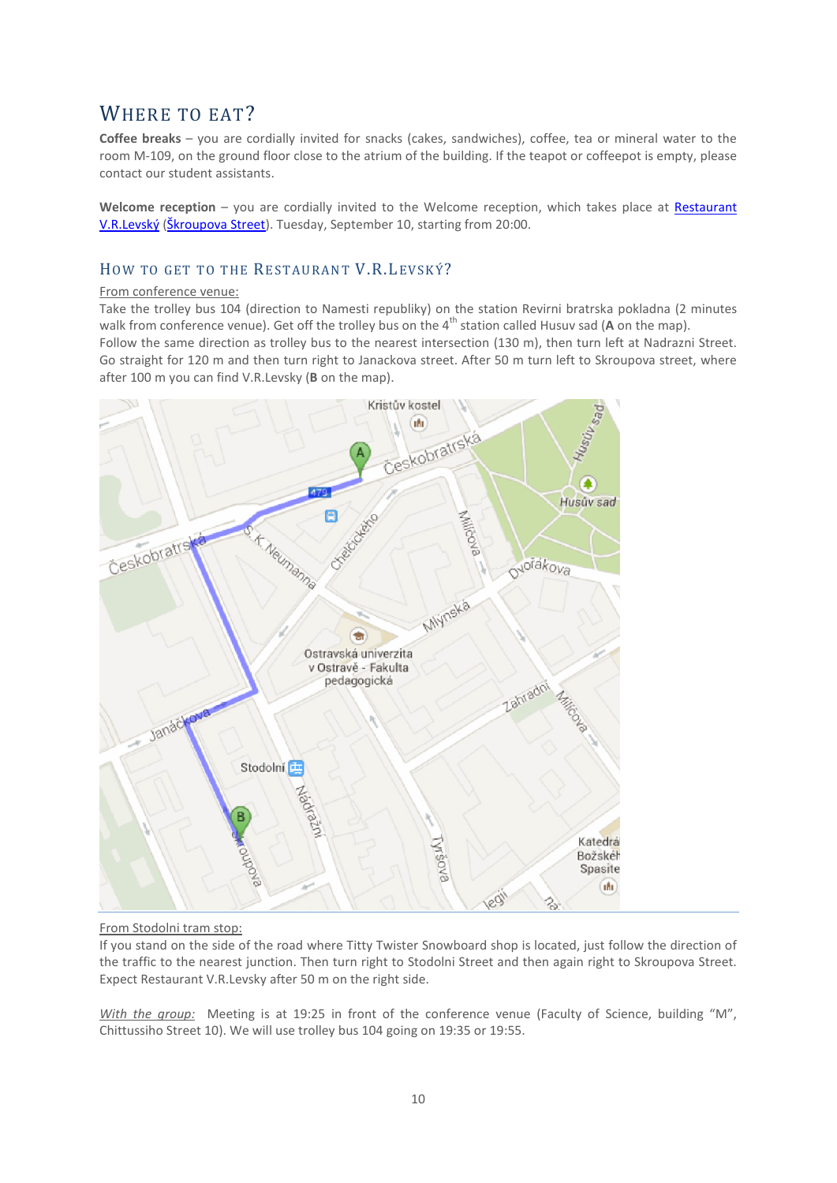## Where to eat?

**Coffee breaks** – you are cordially invited for snacks (cakes, sandwiches), coffee, tea or mineral water to the room M-109, on the ground floor close to the atrium of the building. If the teapot or coffeepot is empty, please contact our student assistants.

**Welcome reception** – you are cordially invited to the Welcome reception, which takes place at Restaurant V.R.Levský (Škroupova Street). Tuesday, September 10, starting from 20:00.

### How to get to the Restaurant V.R.Levský?

From conference venue:

Take the trolley bus 104 (direction to Namesti republiky) on the station Revirni bratrska pokladna (2 minutes walk from conference venue). Get off the trolley bus on the 4th station called Husuv sad (**A** on the map).
Follow the same direction as trolley bus to the nearest intersection (130 m), then turn left at Nadrazni Street. Go straight for 120 m and then turn right to Janackova street. After 50 m turn left to Skroupova street, where after 100 m you can find V.R.Levsky (**B** on the map).

From Stodolni tram stop:

If you stand on the side of the road where Titty Twister Snowboard shop is located, just follow the direction of the traffic to the nearest junction. Then turn right to Stodolni Street and then again right to Skroupova Street. Expect Restaurant V.R.Levsky after 50 m on the right side.

*With the group:* Meeting is at 19:25 in front of the conference venue (Faculty of Science, building "M", Chittussiho Street 10). We will use trolley bus 104 going on 19:35 or 19:55.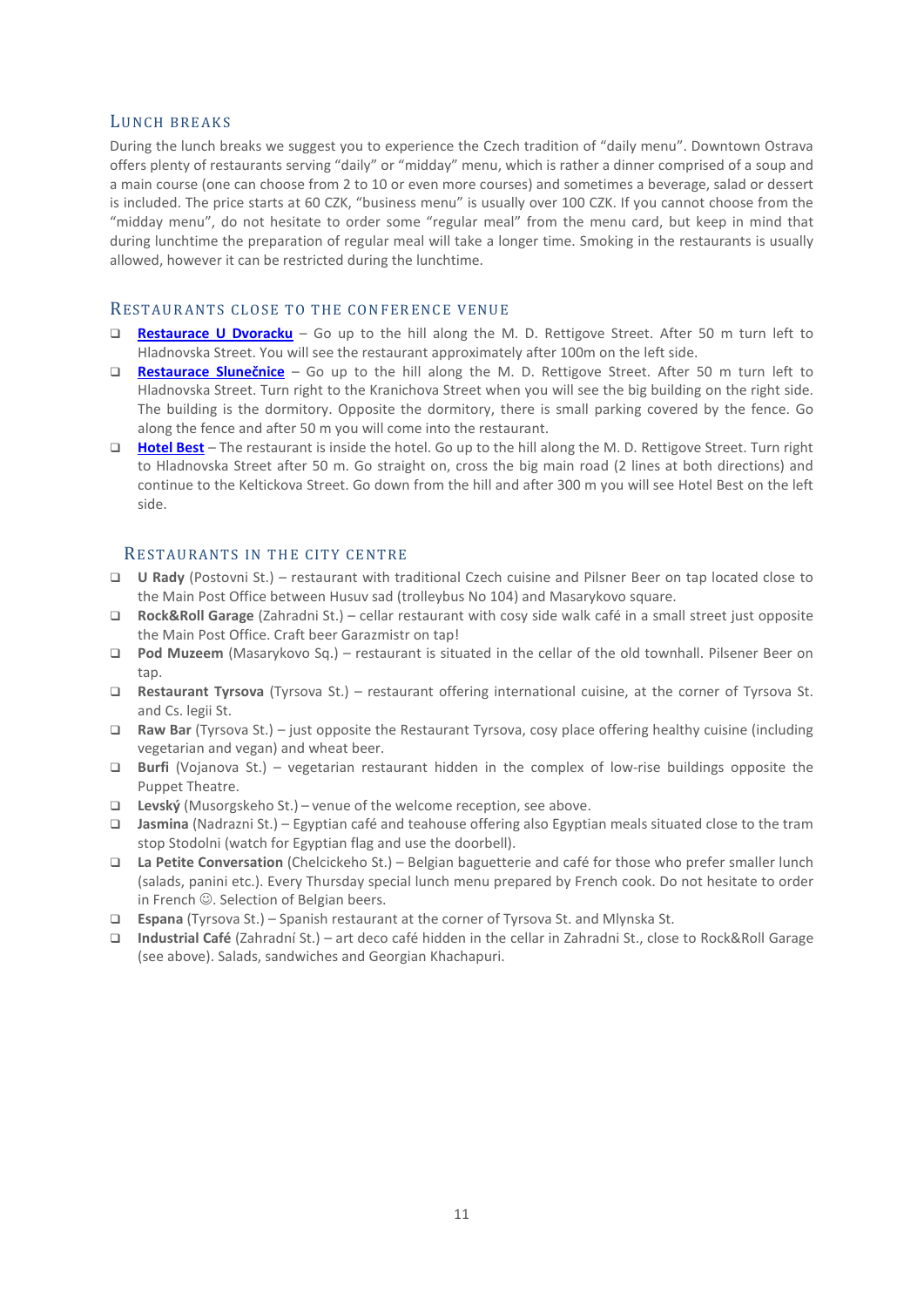## Lunch breaks

During the lunch breaks we suggest you to experience the Czech tradition of "daily menu". Downtown Ostrava offers plenty of restaurants serving "daily" or "midday" menu, which is rather a dinner comprised of a soup and a main course (one can choose from 2 to 10 or even more courses) and sometimes a beverage, salad or dessert is included. The price starts at 60 CZK, "business menu" is usually over 100 CZK. If you cannot choose from the "midday menu", do not hesitate to order some "regular meal" from the menu card, but keep in mind that during lunchtime the preparation of regular meal will take a longer time. Smoking in the restaurants is usually allowed, however it can be restricted during the lunchtime.

## Restaurants close to the conference venue

- **Restaurace U Dvoracku** – Go up to the hill along the M. D. Rettigove Street. After 50 m turn left to Hladnovska Street. You will see the restaurant approximately after 100m on the left side.
- **Restaurace Slunečnice** – Go up to the hill along the M. D. Rettigove Street. After 50 m turn left to Hladnovska Street. Turn right to the Kranichova Street when you will see the big building on the right side. The building is the dormitory. Opposite the dormitory, there is small parking covered by the fence. Go along the fence and after 50 m you will come into the restaurant.
- **Hotel Best** – The restaurant is inside the hotel. Go up to the hill along the M. D. Rettigove Street. Turn right to Hladnovska Street after 50 m. Go straight on, cross the big main road (2 lines at both directions) and continue to the Keltickova Street. Go down from the hill and after 300 m you will see Hotel Best on the left side.

## Restaurants in the city centre

- **U Rady** (Postovni St.) – restaurant with traditional Czech cuisine and Pilsner Beer on tap located close to the Main Post Office between Husuv sad (trolleybus No 104) and Masarykovo square.
- **Rock&Roll Garage** (Zahradni St.) – cellar restaurant with cosy side walk café in a small street just opposite the Main Post Office. Craft beer Garazmistr on tap!
- **Pod Muzeem** (Masarykovo Sq.) – restaurant is situated in the cellar of the old townhall. Pilsener Beer on tap.
- **Restaurant Tyrsova** (Tyrsova St.) – restaurant offering international cuisine, at the corner of Tyrsova St. and Cs. legii St.
- **Raw Bar** (Tyrsova St.) – just opposite the Restaurant Tyrsova, cosy place offering healthy cuisine (including vegetarian and vegan) and wheat beer.
- **Burfi** (Vojanova St.) – vegetarian restaurant hidden in the complex of low-rise buildings opposite the Puppet Theatre.
- **Levský** (Musorgskeho St.) – venue of the welcome reception, see above.
- **Jasmina** (Nadrazni St.) – Egyptian café and teahouse offering also Egyptian meals situated close to the tram stop Stodolni (watch for Egyptian flag and use the doorbell).
- **La Petite Conversation** (Chelcickeho St.) – Belgian baguetterie and café for those who prefer smaller lunch (salads, panini etc.). Every Thursday special lunch menu prepared by French cook. Do not hesitate to order in French ☺. Selection of Belgian beers.
- **Espana** (Tyrsova St.) – Spanish restaurant at the corner of Tyrsova St. and Mlynska St.
- **Industrial Café** (Zahradní St.) – art deco café hidden in the cellar in Zahradni St., close to Rock&Roll Garage (see above). Salads, sandwiches and Georgian Khachapuri.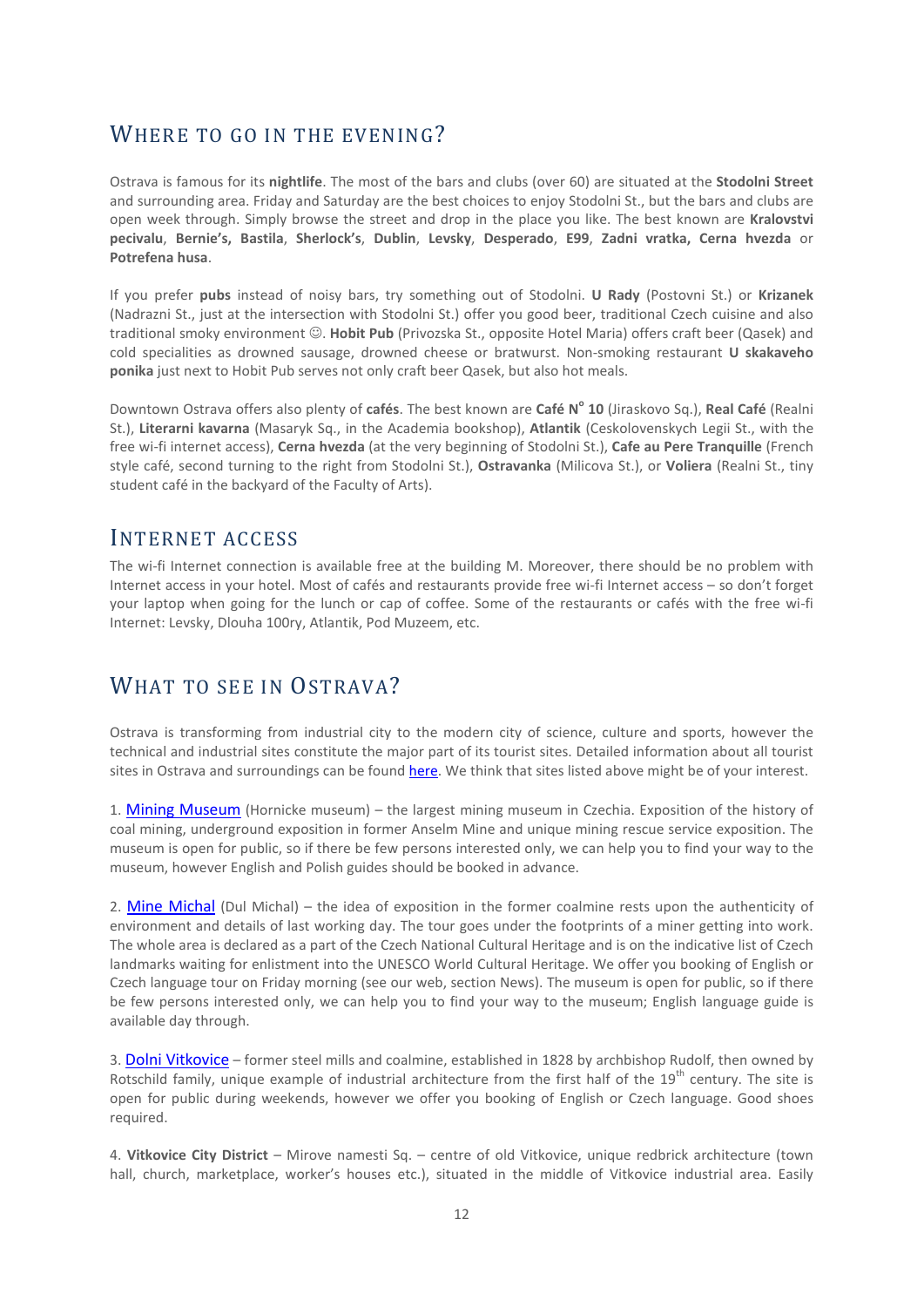## WHERE TO GO IN THE EVENING?

Ostrava is famous for its **nightlife**. The most of the bars and clubs (over 60) are situated at the **Stodolni Street** and surrounding area. Friday and Saturday are the best choices to enjoy Stodolni St., but the bars and clubs are open week through. Simply browse the street and drop in the place you like. The best known are **Kralovstvi pecivalu**, **Bernie's, Bastila**, **Sherlock's**, **Dublin**, **Levsky**, **Desperado**, **E99**, **Zadni vratka, Cerna hvezda** or **Potrefena husa**.

If you prefer **pubs** instead of noisy bars, try something out of Stodolni. **U Rady** (Postovni St.) or **Krizanek** (Nadrazni St., just at the intersection with Stodolni St.) offer you good beer, traditional Czech cuisine and also traditional smoky environment ☺. **Hobit Pub** (Privozska St., opposite Hotel Maria) offers craft beer (Qasek) and cold specialities as drowned sausage, drowned cheese or bratwurst. Non-smoking restaurant **U skakaveho ponika** just next to Hobit Pub serves not only craft beer Qasek, but also hot meals.

Downtown Ostrava offers also plenty of **cafés**. The best known are **Café N° 10** (Jiraskovo Sq.), **Real Café** (Realni St.), **Literarni kavarna** (Masaryk Sq., in the Academia bookshop), **Atlantik** (Ceskoslovenskych Legii St., with the free wi-fi internet access), **Cerna hvezda** (at the very beginning of Stodolni St.), **Cafe au Pere Tranquille** (French style café, second turning to the right from Stodolni St.), **Ostravanka** (Milicova St.), or **Voliera** (Realni St., tiny student café in the backyard of the Faculty of Arts).

## INTERNET ACCESS

The wi-fi Internet connection is available free at the building M. Moreover, there should be no problem with Internet access in your hotel. Most of cafés and restaurants provide free wi-fi Internet access – so don't forget your laptop when going for the lunch or cap of coffee. Some of the restaurants or cafés with the free wi-fi Internet: Levsky, Dlouha 100ry, Atlantik, Pod Muzeem, etc.

## WHAT TO SEE IN OSTRAVA?

Ostrava is transforming from industrial city to the modern city of science, culture and sports, however the technical and industrial sites constitute the major part of its tourist sites. Detailed information about all tourist sites in Ostrava and surroundings can be found here. We think that sites listed above might be of your interest.

1. Mining Museum (Hornicke museum) – the largest mining museum in Czechia. Exposition of the history of coal mining, underground exposition in former Anselm Mine and unique mining rescue service exposition. The museum is open for public, so if there be few persons interested only, we can help you to find your way to the museum, however English and Polish guides should be booked in advance.

2. Mine Michal (Dul Michal) – the idea of exposition in the former coalmine rests upon the authenticity of environment and details of last working day. The tour goes under the footprints of a miner getting into work. The whole area is declared as a part of the Czech National Cultural Heritage and is on the indicative list of Czech landmarks waiting for enlistment into the UNESCO World Cultural Heritage. We offer you booking of English or Czech language tour on Friday morning (see our web, section News). The museum is open for public, so if there be few persons interested only, we can help you to find your way to the museum; English language guide is available day through.

3. Dolni Vitkovice – former steel mills and coalmine, established in 1828 by archbishop Rudolf, then owned by Rotschild family, unique example of industrial architecture from the first half of the 19th century. The site is open for public during weekends, however we offer you booking of English or Czech language. Good shoes required.

4. **Vitkovice City District** – Mirove namesti Sq. – centre of old Vitkovice, unique redbrick architecture (town hall, church, marketplace, worker's houses etc.), situated in the middle of Vitkovice industrial area. Easily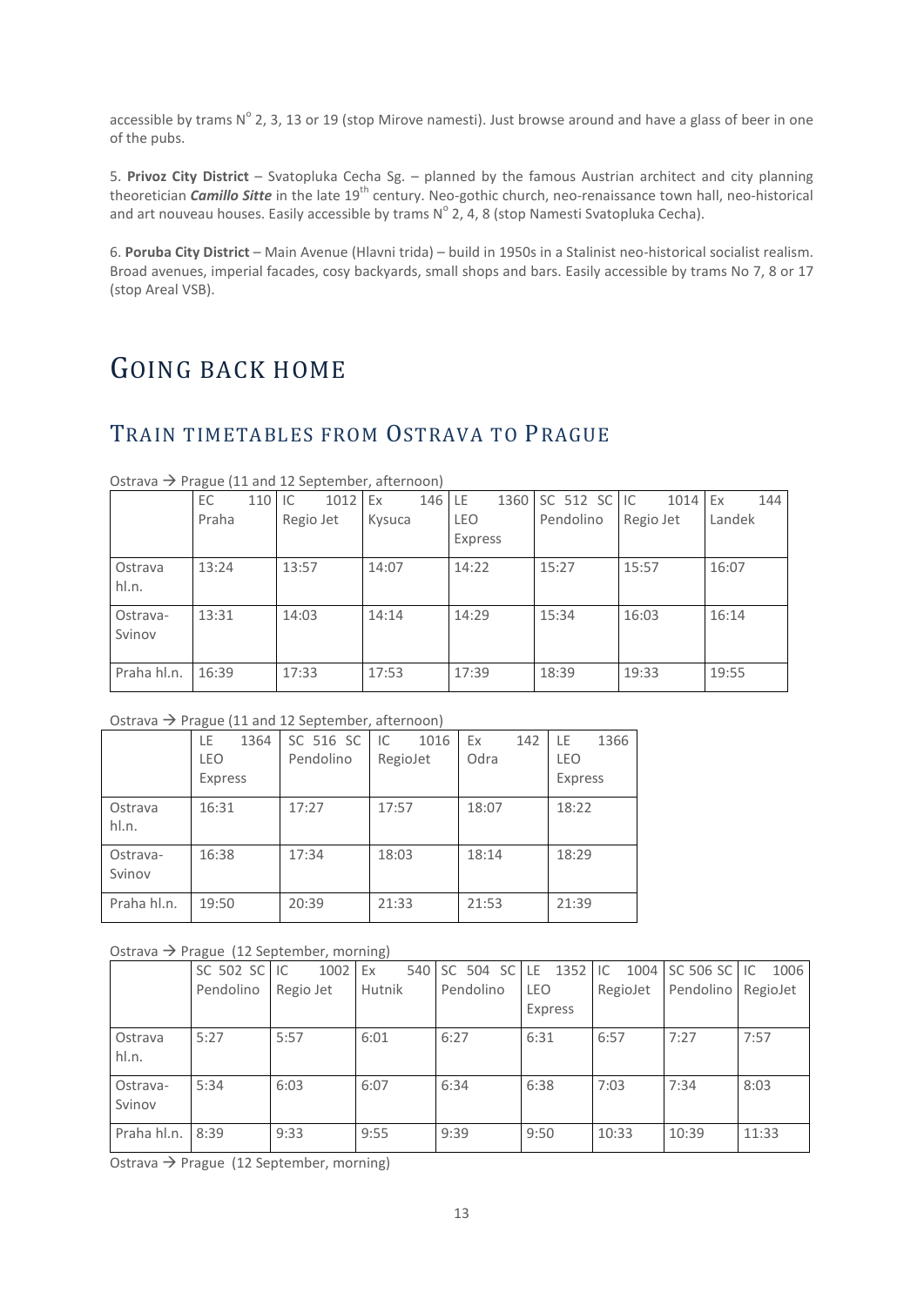accessible by trams N° 2, 3, 13 or 19 (stop Mirove namesti). Just browse around and have a glass of beer in one of the pubs.

5. **Privoz City District** – Svatopluka Cecha Sg. – planned by the famous Austrian architect and city planning theoretician ***Camillo Sitte*** in the late 19th century. Neo-gothic church, neo-renaissance town hall, neo-historical and art nouveau houses. Easily accessible by trams N° 2, 4, 8 (stop Namesti Svatopluka Cecha).

6. **Poruba City District** – Main Avenue (Hlavni trida) – build in 1950s in a Stalinist neo-historical socialist realism. Broad avenues, imperial facades, cosy backyards, small shops and bars. Easily accessible by trams No 7, 8 or 17 (stop Areal VSB).

# GOING BACK HOME

## TRAIN TIMETABLES FROM OSTRAVA TO PRAGUE

Ostrava → Prague (11 and 12 September, afternoon)

| | EC 110 Praha | IC 1012 Regio Jet | Ex 146 Kysuca | LE 1360 LEO Express | SC 512 SC Pendolino | IC 1014 Regio Jet | Ex 144 Landek |
|---|---|---|---|---|---|---|---|
| Ostrava hl.n. | 13:24 | 13:57 | 14:07 | 14:22 | 15:27 | 15:57 | 16:07 |
| Ostrava-Svinov | 13:31 | 14:03 | 14:14 | 14:29 | 15:34 | 16:03 | 16:14 |
| Praha hl.n. | 16:39 | 17:33 | 17:53 | 17:39 | 18:39 | 19:33 | 19:55 |

Ostrava → Prague (11 and 12 September, afternoon)

| | LE 1364 LEO Express | SC 516 SC Pendolino | IC 1016 RegioJet | Ex 142 Odra | LE 1366 LEO Express |
|---|---|---|---|---|---|
| Ostrava hl.n. | 16:31 | 17:27 | 17:57 | 18:07 | 18:22 |
| Ostrava-Svinov | 16:38 | 17:34 | 18:03 | 18:14 | 18:29 |
| Praha hl.n. | 19:50 | 20:39 | 21:33 | 21:53 | 21:39 |

Ostrava → Prague (12 September, morning)

| | SC 502 SC Pendolino | IC 1002 Regio Jet | Ex 540 Hutnik | SC 504 SC Pendolino | LE 1352 LEO Express | IC 1004 RegioJet | SC 506 SC Pendolino | IC 1006 RegioJet |
|---|---|---|---|---|---|---|---|---|
| Ostrava hl.n. | 5:27 | 5:57 | 6:01 | 6:27 | 6:31 | 6:57 | 7:27 | 7:57 |
| Ostrava-Svinov | 5:34 | 6:03 | 6:07 | 6:34 | 6:38 | 7:03 | 7:34 | 8:03 |
| Praha hl.n. | 8:39 | 9:33 | 9:55 | 9:39 | 9:50 | 10:33 | 10:39 | 11:33 |

Ostrava → Prague (12 September, morning)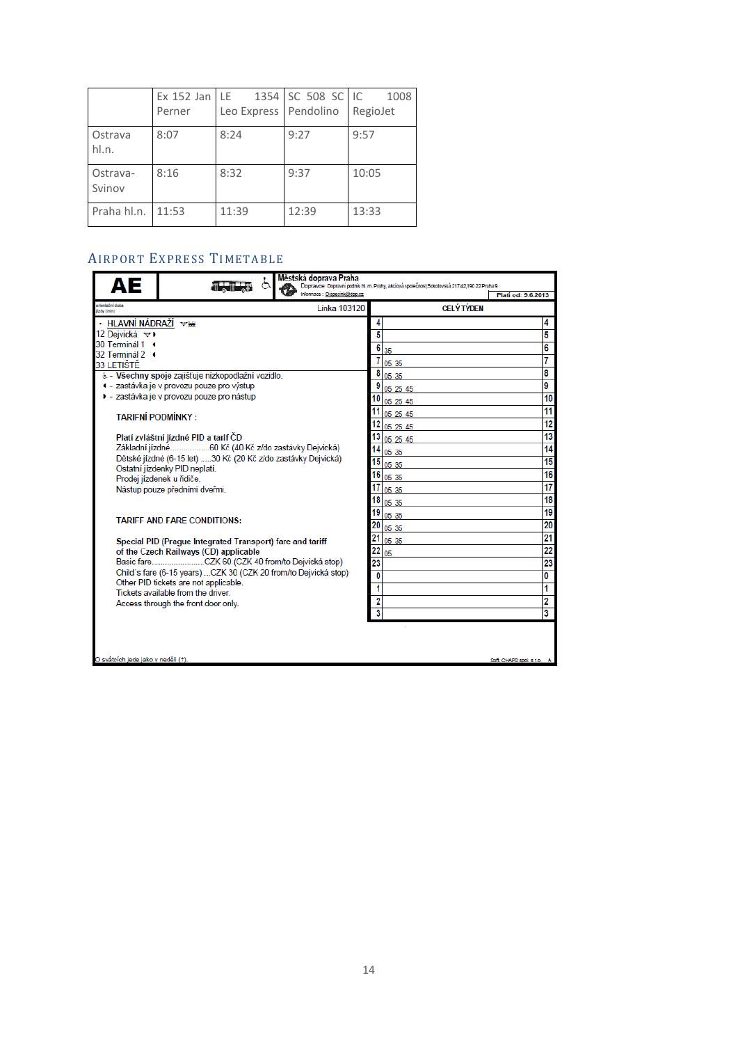| | Ex 152 Jan Perner | LE 1354 Leo Express | SC 508 SC Pendolino | IC 1008 RegioJet |
|---|---|---|---|---|
| Ostrava hl.n. | 8:07 | 8:24 | 9:27 | 9:57 |
| Ostrava-Svinov | 8:16 | 8:32 | 9:37 | 10:05 |
| Praha hl.n. | 11:53 | 11:39 | 12:39 | 13:33 |

## Airport Express Timetable

**AE**

**Městská doprava Praha**
Dopravce: Dopravní podnik hl. m. Prahy, akciová společnost,Sokolovská 217/42,190 22 Praha 9
Informace: Dispecink@dpp.cz

Platí od: 9.6.2013

orientační doba jízdy (min)

Linka 103120

- HLAVNÍ NÁDRAŽÍ
- 12 Dejvická
- 30 Terminál 1
- 32 Terminál 2
- 33 LETIŠTĚ

- Všechny spoje zajišťuje nízkopodlažní vozidlo.
- zastávka je v provozu pouze pro výstup
- zastávka je v provozu pouze pro nástup

**TARIFNÍ PODMÍNKY :**

**Platí zvláštní jízdné PID a tarif ČD**
Základní jízdné................60 Kč (40 Kč z/do zastávky Dejvická)
Dětské jízdné (6-15 let) .....30 Kč (20 Kč z/do zastávky Dejvická)
Ostatní jízdenky PID neplatí.
Prodej jízdenek u řidiče.
Nástup pouze předními dveřmi.

**TARIFF AND FARE CONDITIONS:**

**Special PID (Prague Integrated Transport) fare and tariff of the Czech Railways (CD) applicable**
Basic fare........................CZK 60 (CZK 40 from/to Dejvická stop)
Child's fare (6-15 years) ...CZK 30 (CZK 20 from/to Dejvická stop)
Other PID tickets are not applicable.
Tickets available from the driver.
Access through the front door only.

| Hodina | CELÝ TÝDEN | Hodina |
|---|---|---|
| 4 | | 4 |
| 5 | | 5 |
| 6 | 35 | 6 |
| 7 | 05 35 | 7 |
| 8 | 05 35 | 8 |
| 9 | 05 25 45 | 9 |
| 10 | 05 25 45 | 10 |
| 11 | 05 25 45 | 11 |
| 12 | 05 25 45 | 12 |
| 13 | 05 25 45 | 13 |
| 14 | 05 35 | 14 |
| 15 | 05 35 | 15 |
| 16 | 05 35 | 16 |
| 17 | 05 35 | 17 |
| 18 | 05 35 | 18 |
| 19 | 05 35 | 19 |
| 20 | 05 35 | 20 |
| 21 | 05 35 | 21 |
| 22 | 05 | 22 |
| 23 | | 23 |
| 0 | | 0 |
| 1 | | 1 |
| 2 | | 2 |
| 3 | | 3 |

O svátcích jede jako v neděli (+).

Soft. CHAPS spol. s r.o. A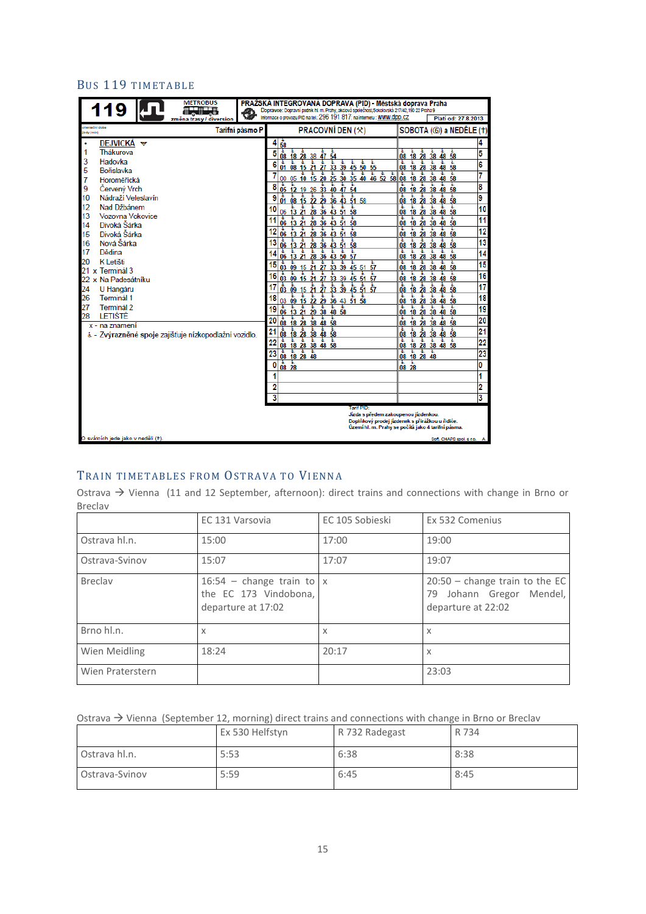## Bus 119 timetable

**119** | METROBUS – změna trasy / diversion | **PRAŽSKÁ INTEGROVANÁ DOPRAVA (PID) - Městská doprava Praha**

Dopravce: Dopravní podnik hl. m. Prahy, akciová společnost, Sokolovská 217/42, 190 22 Praha 9
Informace o provozu PID na tel.: 296 191 817, na internetu: www.dpp.cz
Platí od: 27.8.2013

Tarifní pásmo P

| min | Zastávka |
|---|---|
| • | DEJVICKÁ |
| 1 | Thákurova |
| 3 | Hadovka |
| 5 | Bořislavka |
| 7 | Horoměřická |
| 9 | Červený Vrch |
| 10 | Nádraží Veleslavín |
| 12 | Nad Džbánem |
| 13 | Vozovna Vokovice |
| 14 | Divoká Šárka |
| 15 | Divoká Šárka |
| 16 | Nová Šárka |
| 17 | Dědina |
| 20 | K Letišti |
| 21 | x Terminál 3 |
| 22 | x Na Padesátníku |
| 24 | U Hangáru |
| 26 | Terminál 1 |
| 27 | Terminál 2 |
| 28 | LETIŠTĚ |

x - na znamení
♿ - Zvýrazněné spoje zajišťuje nízkopodlažní vozidlo.

| Hod. | PRACOVNÍ DEN (⚒) | SOBOTA (⑥) a NEDĚLE (†) |
|---|---|---|
| 4 | 58 | |
| 5 | 08 18 28 38 47 54 | 08 18 28 38 48 58 |
| 6 | 01 08 15 21 27 33 39 45 50 55 | 08 18 28 38 48 58 |
| 7 | 00 05 10 15 20 25 30 35 40 46 52 58 | 08 18 28 38 48 58 |
| 8 | 05 12 19 26 33 40 47 54 | 08 18 28 38 48 58 |
| 9 | 01 08 15 22 29 36 43 51 58 | 08 18 28 38 48 58 |
| 10 | 06 13 21 28 36 43 51 58 | 08 18 28 38 48 58 |
| 11 | 06 13 21 28 36 43 51 58 | 08 18 28 38 48 58 |
| 12 | 06 13 21 28 36 43 51 58 | 08 18 28 38 48 58 |
| 13 | 06 13 21 28 36 43 51 58 | 08 18 28 38 48 58 |
| 14 | 06 13 21 28 36 43 50 57 | 08 18 28 38 48 58 |
| 15 | 03 09 15 21 27 33 39 45 51 57 | 08 18 28 38 48 58 |
| 16 | 03 09 15 21 27 33 39 45 51 57 | 08 18 28 38 48 58 |
| 17 | 03 09 15 21 27 33 39 45 51 57 | 08 18 28 38 48 58 |
| 18 | 03 09 15 22 29 36 43 51 58 | 08 18 28 38 48 58 |
| 19 | 06 13 21 29 38 48 58 | 08 18 28 38 48 58 |
| 20 | 08 18 28 38 48 58 | 08 18 28 38 48 58 |
| 21 | 08 18 28 38 48 58 | 08 18 28 38 48 58 |
| 22 | 08 18 28 38 48 58 | 08 18 28 38 48 58 |
| 23 | 08 18 28 48 | 08 18 28 48 |
| 0 | 08 28 | 08 28 |
| 1 | | |
| 2 | | |
| 3 | | |

Tarif PID:
Jízda s předem zakoupenou jízdenkou.
Doplňkový prodej jízdenek s přirážkou u řidiče.
Území hl. m. Prahy se počítá jako 4 tarifní pásma.

O svátcích jede jako v neděli (†).

Soft. CHAPS spol. s r.o.

## Train timetables from Ostrava to Vienna

Ostrava → Vienna (11 and 12 September, afternoon): direct trains and connections with change in Brno or Breclav

| | EC 131 Varsovia | EC 105 Sobieski | Ex 532 Comenius |
|---|---|---|---|
| Ostrava hl.n. | 15:00 | 17:00 | 19:00 |
| Ostrava-Svinov | 15:07 | 17:07 | 19:07 |
| Breclav | 16:54 – change train to the EC 173 Vindobona, departure at 17:02 | x | 20:50 – change train to the EC 79 Johann Gregor Mendel, departure at 22:02 |
| Brno hl.n. | x | x | x |
| Wien Meidling | 18:24 | 20:17 | x |
| Wien Praterstern | | | 23:03 |

Ostrava → Vienna (September 12, morning) direct trains and connections with change in Brno or Breclav

| | Ex 530 Helfstyn | R 732 Radegast | R 734 |
|---|---|---|---|
| Ostrava hl.n. | 5:53 | 6:38 | 8:38 |
| Ostrava-Svinov | 5:59 | 6:45 | 8:45 |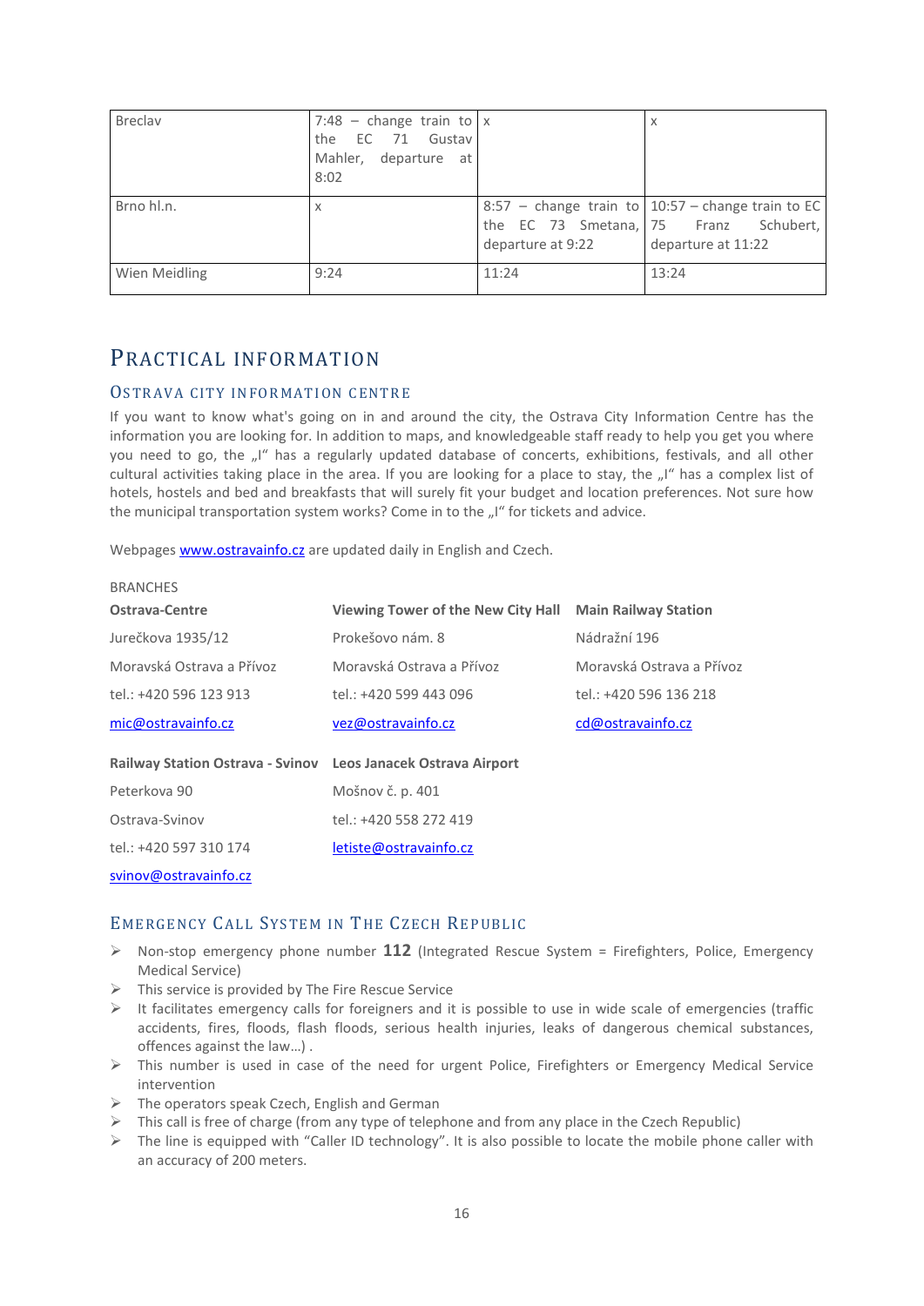| | | | |
|---|---|---|---|
| Breclav | 7:48 – change train to the EC 71 Gustav Mahler, departure at 8:02 | x | x |
| Brno hl.n. | x | 8:57 – change train to the EC 73 Smetana, departure at 9:22 | 10:57 – change train to EC 75 Franz Schubert, departure at 11:22 |
| Wien Meidling | 9:24 | 11:24 | 13:24 |

# PRACTICAL INFORMATION

## OSTRAVA CITY INFORMATION CENTRE

If you want to know what's going on in and around the city, the Ostrava City Information Centre has the information you are looking for. In addition to maps, and knowledgeable staff ready to help you get you where you need to go, the „I" has a regularly updated database of concerts, exhibitions, festivals, and all other cultural activities taking place in the area. If you are looking for a place to stay, the „I" has a complex list of hotels, hostels and bed and breakfasts that will surely fit your budget and location preferences. Not sure how the municipal transportation system works? Come in to the „I" for tickets and advice.

Webpages www.ostravainfo.cz are updated daily in English and Czech.

BRANCHES

**Ostrava-Centre**
Jurečkova 1935/12
Moravská Ostrava a Přívoz
tel.: +420 596 123 913
mic@ostravainfo.cz

**Viewing Tower of the New City Hall**
Prokešovo nám. 8
Moravská Ostrava a Přívoz
tel.: +420 599 443 096
vez@ostravainfo.cz

**Main Railway Station**
Nádražní 196
Moravská Ostrava a Přívoz
tel.: +420 596 136 218
cd@ostravainfo.cz

**Railway Station Ostrava - Svinov**
Peterkova 90
Ostrava-Svinov
tel.: +420 597 310 174
svinov@ostravainfo.cz

**Leos Janacek Ostrava Airport**
Mošnov č. p. 401
tel.: +420 558 272 419
letiste@ostravainfo.cz

## EMERGENCY CALL SYSTEM IN THE CZECH REPUBLIC

- Non-stop emergency phone number **112** (Integrated Rescue System = Firefighters, Police, Emergency Medical Service)
- This service is provided by The Fire Rescue Service
- It facilitates emergency calls for foreigners and it is possible to use in wide scale of emergencies (traffic accidents, fires, floods, flash floods, serious health injuries, leaks of dangerous chemical substances, offences against the law…) .
- This number is used in case of the need for urgent Police, Firefighters or Emergency Medical Service intervention
- The operators speak Czech, English and German
- This call is free of charge (from any type of telephone and from any place in the Czech Republic)
- The line is equipped with "Caller ID technology". It is also possible to locate the mobile phone caller with an accuracy of 200 meters.